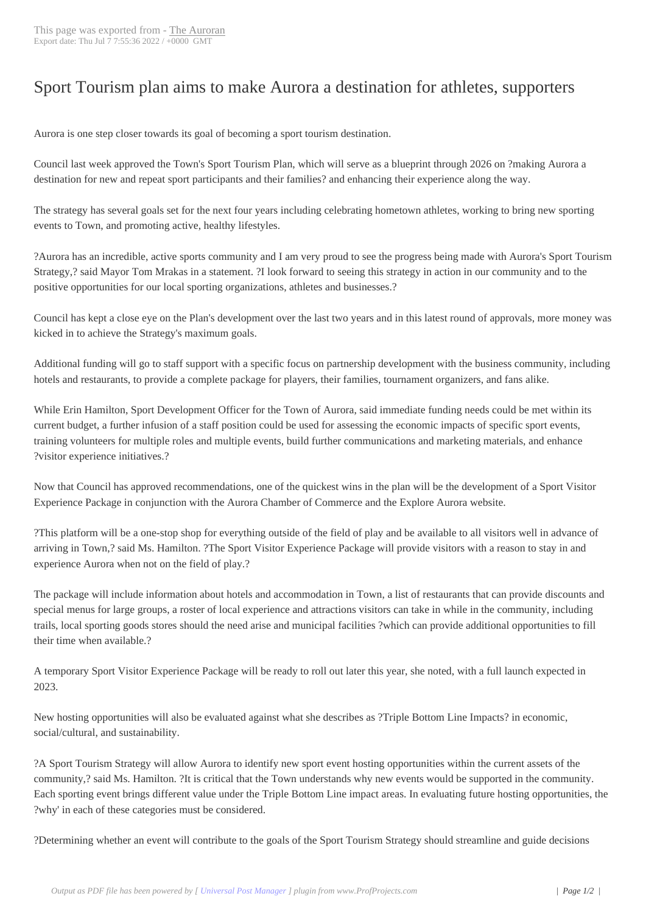# Sport Tourism plan aims to make Aurora a destination for athletes, supporters

Aurora is one step closer towards its goal of becoming a sport tourism destination.

Council last week approved the Town's Sport Tourism Plan, which will serve as a blueprint through 2026 on ?making Aurora a destination for new and repeat sport participants and their families? and enhancing their experience along the way.

The strategy has several goals set for the next four years including celebrating hometown athletes, working to bring new sporting events to Town, and promoting active, healthy lifestyles.

?Aurora has an incredible, active sports community and I am very proud to see the progress being made with Aurora's Sport Tourism Strategy,? said Mayor Tom Mrakas in a statement. ?I look forward to seeing this strategy in action in our community and to the positive opportunities for our local sporting organizations, athletes and businesses.?

Council has kept a close eye on the Plan's development over the last two years and in this latest round of approvals, more money was kicked in to achieve the Strategy's maximum goals.

Additional funding will go to staff support with a specific focus on partnership development with the business community, including hotels and restaurants, to provide a complete package for players, their families, tournament organizers, and fans alike.

While Erin Hamilton, Sport Development Officer for the Town of Aurora, said immediate funding needs could be met within its current budget, a further infusion of a staff position could be used for assessing the economic impacts of specific sport events, training volunteers for multiple roles and multiple events, build further communications and marketing materials, and enhance ?visitor experience initiatives.?

Now that Council has approved recommendations, one of the quickest wins in the plan will be the development of a Sport Visitor Experience Package in conjunction with the Aurora Chamber of Commerce and the Explore Aurora website.

?This platform will be a one-stop shop for everything outside of the field of play and be available to all visitors well in advance of arriving in Town,? said Ms. Hamilton. ?The Sport Visitor Experience Package will provide visitors with a reason to stay in and experience Aurora when not on the field of play.?

The package will include information about hotels and accommodation in Town, a list of restaurants that can provide discounts and special menus for large groups, a roster of local experience and attractions visitors can take in while in the community, including trails, local sporting goods stores should the need arise and municipal facilities ?which can provide additional opportunities to fill their time when available.?

A temporary Sport Visitor Experience Package will be ready to roll out later this year, she noted, with a full launch expected in 2023.

New hosting opportunities will also be evaluated against what she describes as ?Triple Bottom Line Impacts? in economic, social/cultural, and sustainability.

?A Sport Tourism Strategy will allow Aurora to identify new sport event hosting opportunities within the current assets of the community,? said Ms. Hamilton. ?It is critical that the Town understands why new events would be supported in the community. Each sporting event brings different value under the Triple Bottom Line impact areas. In evaluating future hosting opportunities, the ?why' in each of these categories must be considered.

?Determining whether an event will contribute to the goals of the Sport Tourism Strategy should streamline and guide decisions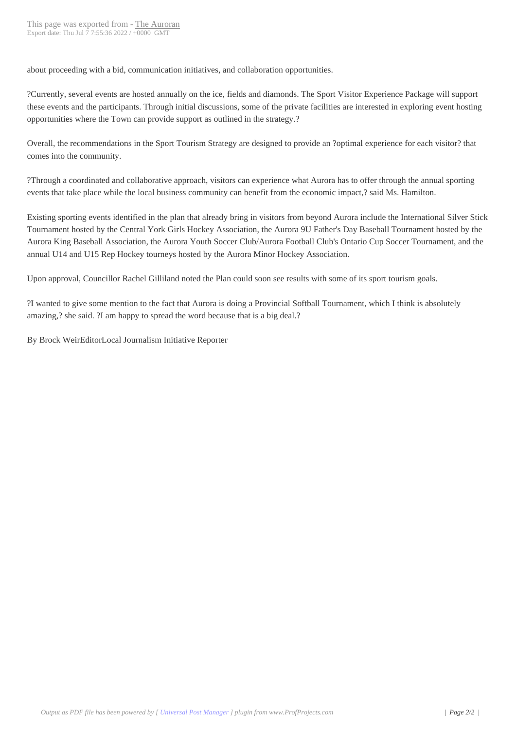about proceeding with a bid, communication initiatives, and collaboration opportunities.

?Currently, several events are hosted annually on the ice, fields and diamonds. The Sport Visitor Experience Package will support these events and the participants. Through initial discussions, some of the private facilities are interested in exploring event hosting opportunities where the Town can provide support as outlined in the strategy.?

Overall, the recommendations in the Sport Tourism Strategy are designed to provide an ?optimal experience for each visitor? that comes into the community.

?Through a coordinated and collaborative approach, visitors can experience what Aurora has to offer through the annual sporting events that take place while the local business community can benefit from the economic impact,? said Ms. Hamilton.

Existing sporting events identified in the plan that already bring in visitors from beyond Aurora include the International Silver Stick Tournament hosted by the Central York Girls Hockey Association, the Aurora 9U Father's Day Baseball Tournament hosted by the Aurora King Baseball Association, the Aurora Youth Soccer Club/Aurora Football Club's Ontario Cup Soccer Tournament, and the annual U14 and U15 Rep Hockey tourneys hosted by the Aurora Minor Hockey Association.

Upon approval, Councillor Rachel Gilliland noted the Plan could soon see results with some of its sport tourism goals.

?I wanted to give some mention to the fact that Aurora is doing a Provincial Softball Tournament, which I think is absolutely amazing,? she said. ?I am happy to spread the word because that is a big deal.?

By Brock WeirEditorLocal Journalism Initiative Reporter